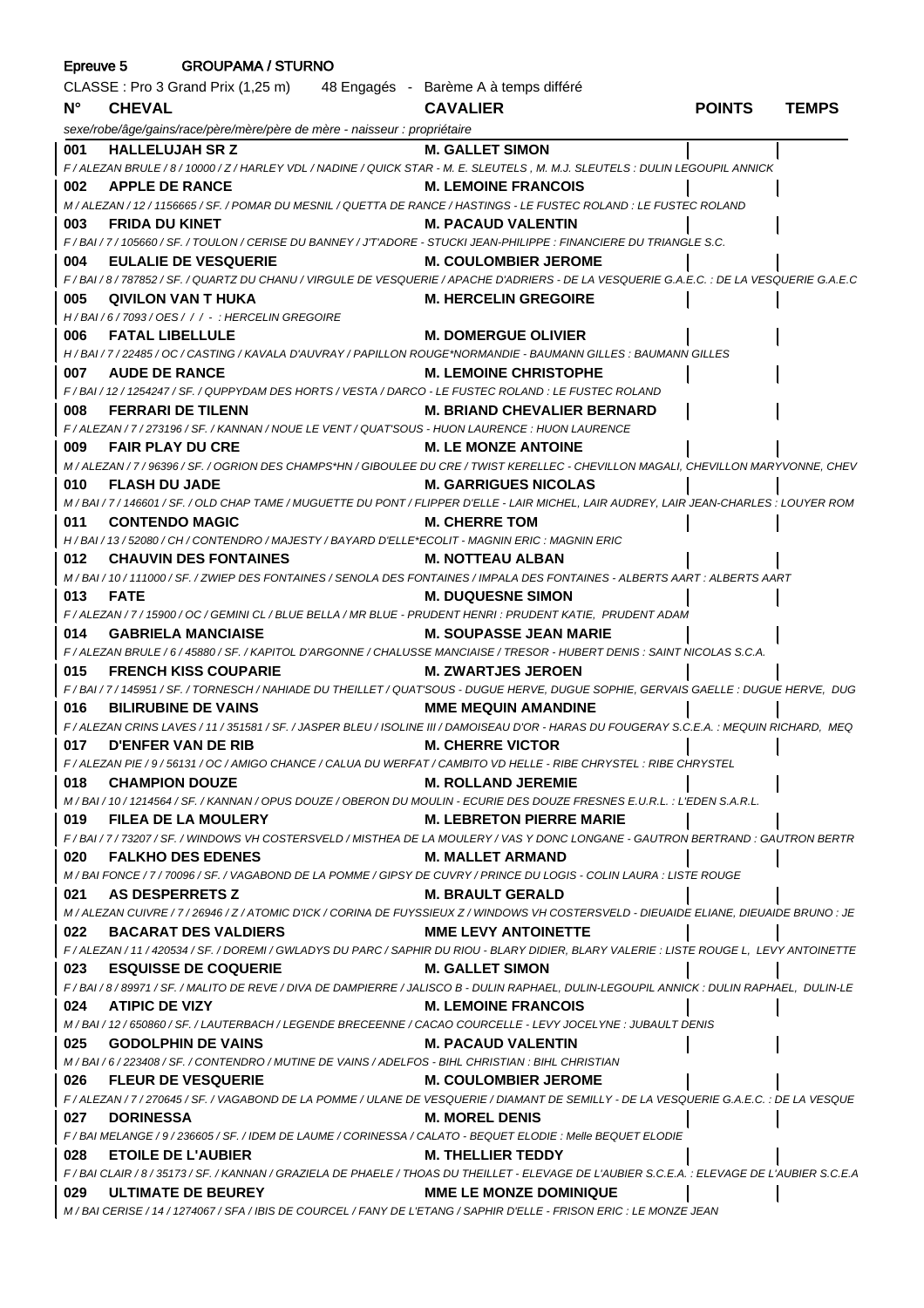**Epreuve 5 GROUPAMA / STURNO**

CLASSE : Pro 3 Grand Prix (1,25 m) 48 Engagés - Barème A à temps différé

| N° | CHEVAL | CAVALIER | POINTS | TEMPS |
|---|---|---|---|---|
| | *sexe/robe/âge/gains/race/père/mère/père de mère - naisseur : propriétaire* | | | |
| 001 | HALLELUJAH SR Z | M. GALLET SIMON | | |
| | *F / ALEZAN BRULE / 8 / 10000 / Z / HARLEY VDL / NADINE / QUICK STAR - M. E. SLEUTELS , M. M.J. SLEUTELS : DULIN LEGOUPIL ANNICK* | | | |
| 002 | APPLE DE RANCE | M. LEMOINE FRANCOIS | | |
| | *M / ALEZAN / 12 / 1156665 / SF. / POMAR DU MESNIL / QUETTA DE RANCE / HASTINGS - LE FUSTEC ROLAND : LE FUSTEC ROLAND* | | | |
| 003 | FRIDA DU KINET | M. PACAUD VALENTIN | | |
| | *F / BAI / 7 / 105660 / SF. / TOULON / CERISE DU BANNEY / J'T'ADORE - STUCKI JEAN-PHILIPPE : FINANCIERE DU TRIANGLE S.C.* | | | |
| 004 | EULALIE DE VESQUERIE | M. COULOMBIER JEROME | | |
| | *F / BAI / 8 / 787852 / SF. / QUARTZ DU CHANU / VIRGULE DE VESQUERIE / APACHE D'ADRIERS - DE LA VESQUERIE G.A.E.C. : DE LA VESQUERIE G.A.E.C* | | | |
| 005 | QIVILON VAN T HUKA | M. HERCELIN GREGOIRE | | |
| | *H / BAI / 6 / 7093 / OES / / / - : HERCELIN GREGOIRE* | | | |
| 006 | FATAL LIBELLULE | M. DOMERGUE OLIVIER | | |
| | *H / BAI / 7 / 22485 / OC / CASTING / KAVALA D'AUVRAY / PAPILLON ROUGE\*NORMANDIE - BAUMANN GILLES : BAUMANN GILLES* | | | |
| 007 | AUDE DE RANCE | M. LEMOINE CHRISTOPHE | | |
| | *F / BAI / 12 / 1254247 / SF. / QUPPYDAM DES HORTS / VESTA / DARCO - LE FUSTEC ROLAND : LE FUSTEC ROLAND* | | | |
| 008 | FERRARI DE TILENN | M. BRIAND CHEVALIER BERNARD | | |
| | *F / ALEZAN / 7 / 273196 / SF. / KANNAN / NOUE LE VENT / QUAT'SOUS - HUON LAURENCE : HUON LAURENCE* | | | |
| 009 | FAIR PLAY DU CRE | M. LE MONZE ANTOINE | | |
| | *M / ALEZAN / 7 / 96396 / SF. / OGRION DES CHAMPS\*HN / GIBOULEE DU CRE / TWIST KERELLEC - CHEVILLON MAGALI, CHEVILLON MARYVONNE, CHEV* | | | |
| 010 | FLASH DU JADE | M. GARRIGUES NICOLAS | | |
| | *M / BAI / 7 / 146601 / SF. / OLD CHAP TAME / MUGUETTE DU PONT / FLIPPER D'ELLE - LAIR MICHEL, LAIR AUDREY, LAIR JEAN-CHARLES : LOUYER ROM* | | | |
| 011 | CONTENDO MAGIC | M. CHERRE TOM | | |
| | *H / BAI / 13 / 52080 / CH / CONTENDRO / MAJESTY / BAYARD D'ELLE\*ECOLIT - MAGNIN ERIC : MAGNIN ERIC* | | | |
| 012 | CHAUVIN DES FONTAINES | M. NOTTEAU ALBAN | | |
| | *M / BAI / 10 / 111000 / SF. / ZWIEP DES FONTAINES / SENOLA DES FONTAINES / IMPALA DES FONTAINES - ALBERTS AART : ALBERTS AART* | | | |
| 013 | FATE | M. DUQUESNE SIMON | | |
| | *F / ALEZAN / 7 / 15900 / OC / GEMINI CL / BLUE BELLA / MR BLUE - PRUDENT HENRI : PRUDENT KATIE, PRUDENT ADAM* | | | |
| 014 | GABRIELA MANCIAISE | M. SOUPASSE JEAN MARIE | | |
| | *F / ALEZAN BRULE / 6 / 45880 / SF. / KAPITOL D'ARGONNE / CHALUSSE MANCIAISE / TRESOR - HUBERT DENIS : SAINT NICOLAS S.C.A.* | | | |
| 015 | FRENCH KISS COUPARIE | M. ZWARTJES JEROEN | | |
| | *F / BAI / 7 / 145951 / SF. / TORNESCH / NAHIADE DU THEILLET / QUAT'SOUS - DUGUE HERVE, DUGUE SOPHIE, GERVAIS GAELLE : DUGUE HERVE, DUG* | | | |
| 016 | BILIRUBINE DE VAINS | MME MEQUIN AMANDINE | | |
| | *F / ALEZAN CRINS LAVES / 11 / 351581 / SF. / JASPER BLEU / ISOLINE III / DAMOISEAU D'OR - HARAS DU FOUGERAY S.C.E.A. : MEQUIN RICHARD, MEQ* | | | |
| 017 | D'ENFER VAN DE RIB | M. CHERRE VICTOR | | |
| | *F / ALEZAN PIE / 9 / 56131 / OC / AMIGO CHANCE / CALUA DU WERFAT / CAMBITO VD HELLE - RIBE CHRYSTEL : RIBE CHRYSTEL* | | | |
| 018 | CHAMPION DOUZE | M. ROLLAND JEREMIE | | |
| | *M / BAI / 10 / 1214564 / SF. / KANNAN / OPUS DOUZE / OBERON DU MOULIN - ECURIE DES DOUZE FRESNES E.U.R.L. : L'EDEN S.A.R.L.* | | | |
| 019 | FILEA DE LA MOULERY | M. LEBRETON PIERRE MARIE | | |
| | *F / BAI / 7 / 73207 / SF. / WINDOWS VH COSTERSVELD / MISTHEA DE LA MOULERY / VAS Y DONC LONGANE - GAUTRON BERTRAND : GAUTRON BERTR* | | | |
| 020 | FALKHO DES EDENES | M. MALLET ARMAND | | |
| | *M / BAI FONCE / 7 / 70096 / SF. / VAGABOND DE LA POMME / GIPSY DE CUVRY / PRINCE DU LOGIS - COLIN LAURA : LISTE ROUGE* | | | |
| 021 | AS DESPERRETS Z | M. BRAULT GERALD | | |
| | *M / ALEZAN CUIVRE / 7 / 26946 / Z / ATOMIC D'ICK / CORINA DE FUYSSIEUX Z / WINDOWS VH COSTERSVELD - DIEUAIDE ELIANE, DIEUAIDE BRUNO : JE* | | | |
| 022 | BACARAT DES VALDIERS | MME LEVY ANTOINETTE | | |
| | *F / ALEZAN / 11 / 420534 / SF. / DOREMI / GWLADYS DU PARC / SAPHIR DU RIOU - BLARY DIDIER, BLARY VALERIE : LISTE ROUGE L, LEVY ANTOINETTE* | | | |
| 023 | ESQUISSE DE COQUERIE | M. GALLET SIMON | | |
| | *F / BAI / 8 / 89971 / SF. / MALITO DE REVE / DIVA DE DAMPIERRE / JALISCO B - DULIN RAPHAEL, DULIN-LEGOUPIL ANNICK : DULIN RAPHAEL, DULIN-LE* | | | |
| 024 | ATIPIC DE VIZY | M. LEMOINE FRANCOIS | | |
| | *M / BAI / 12 / 650860 / SF. / LAUTERBACH / LEGENDE BRECEENNE / CACAO COURCELLE - LEVY JOCELYNE : JUBAULT DENIS* | | | |
| 025 | GODOLPHIN DE VAINS | M. PACAUD VALENTIN | | |
| | *M / BAI / 6 / 223408 / SF. / CONTENDRO / MUTINE DE VAINS / ADELFOS - BIHL CHRISTIAN : BIHL CHRISTIAN* | | | |
| 026 | FLEUR DE VESQUERIE | M. COULOMBIER JEROME | | |
| | *F / ALEZAN / 7 / 270645 / SF. / VAGABOND DE LA POMME / ULANE DE VESQUERIE / DIAMANT DE SEMILLY - DE LA VESQUERIE G.A.E.C. : DE LA VESQUE* | | | |
| 027 | DORINESSA | M. MOREL DENIS | | |
| | *F / BAI MELANGE / 9 / 236605 / SF. / IDEM DE LAUME / CORINESSA / CALATO - BEQUET ELODIE : Melle BEQUET ELODIE* | | | |
| 028 | ETOILE DE L'AUBIER | M. THELLIER TEDDY | | |
| | *F / BAI CLAIR / 8 / 35173 / SF. / KANNAN / GRAZIELA DE PHAELE / THOAS DU THEILLET - ELEVAGE DE L'AUBIER S.C.E.A. : ELEVAGE DE L'AUBIER S.C.E.A* | | | |
| 029 | ULTIMATE DE BEUREY | MME LE MONZE DOMINIQUE | | |
| | *M / BAI CERISE / 14 / 1274067 / SFA / IBIS DE COURCEL / FANY DE L'ETANG / SAPHIR D'ELLE - FRISON ERIC : LE MONZE JEAN* | | | |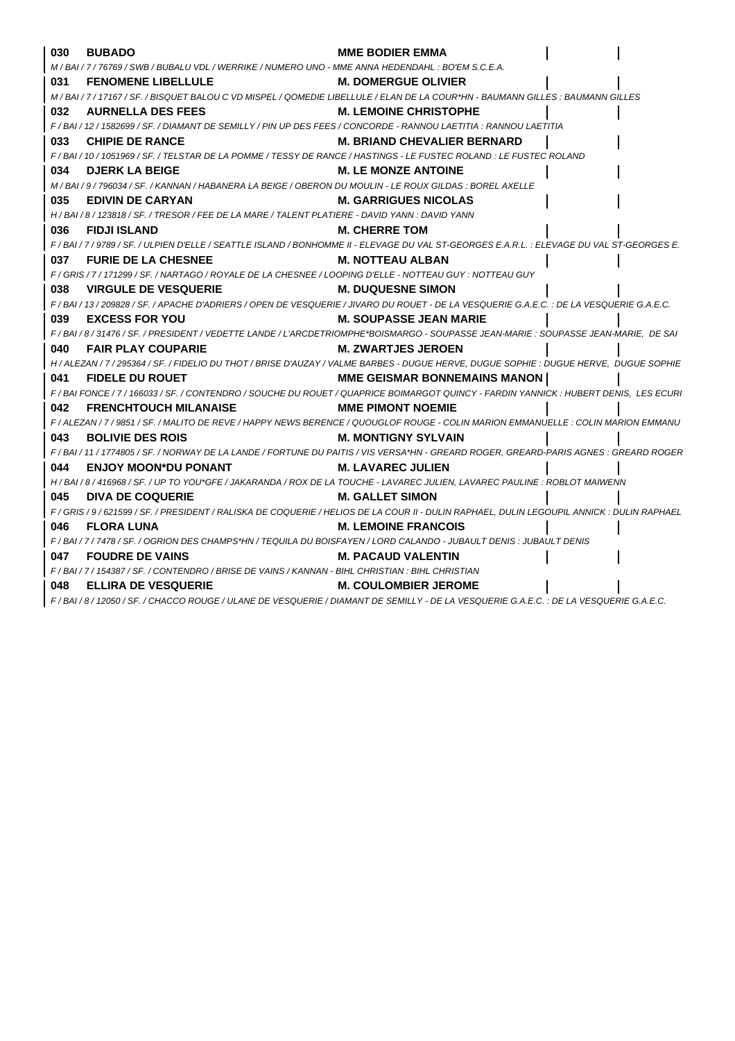| | | | | |
|---|---|---|---|---|
| **030** | **BUBADO** | **MME BODIER EMMA** | | |
| *M / BAI / 7 / 76769 / SWB / BUBALU VDL / WERRIKE / NUMERO UNO - MME ANNA HEDENDAHL : BO'EM S.C.E.A.* | | | | |
| **031** | **FENOMENE LIBELLULE** | **M. DOMERGUE OLIVIER** | | |
| *M / BAI / 7 / 17167 / SF. / BISQUET BALOU C VD MISPEL / QOMEDIE LIBELLULE / ELAN DE LA COUR*HN - BAUMANN GILLES : BAUMANN GILLES* | | | | |
| **032** | **AURNELLA DES FEES** | **M. LEMOINE CHRISTOPHE** | | |
| *F / BAI / 12 / 1582699 / SF. / DIAMANT DE SEMILLY / PIN UP DES FEES / CONCORDE - RANNOU LAETITIA : RANNOU LAETITIA* | | | | |
| **033** | **CHIPIE DE RANCE** | **M. BRIAND CHEVALIER BERNARD** | | |
| *F / BAI / 10 / 1051969 / SF. / TELSTAR DE LA POMME / TESSY DE RANCE / HASTINGS - LE FUSTEC ROLAND : LE FUSTEC ROLAND* | | | | |
| **034** | **DJERK LA BEIGE** | **M. LE MONZE ANTOINE** | | |
| *M / BAI / 9 / 796034 / SF. / KANNAN / HABANERA LA BEIGE / OBERON DU MOULIN - LE ROUX GILDAS : BOREL AXELLE* | | | | |
| **035** | **EDIVIN DE CARYAN** | **M. GARRIGUES NICOLAS** | | |
| *H / BAI / 8 / 123818 / SF. / TRESOR / FEE DE LA MARE / TALENT PLATIERE - DAVID YANN : DAVID YANN* | | | | |
| **036** | **FIDJI ISLAND** | **M. CHERRE TOM** | | |
| *F / BAI / 7 / 9789 / SF. / ULPIEN D'ELLE / SEATTLE ISLAND / BONHOMME II - ELEVAGE DU VAL ST-GEORGES E.A.R.L. : ELEVAGE DU VAL ST-GEORGES E.* | | | | |
| **037** | **FURIE DE LA CHESNEE** | **M. NOTTEAU ALBAN** | | |
| *F / GRIS / 7 / 171299 / SF. / NARTAGO / ROYALE DE LA CHESNEE / LOOPING D'ELLE - NOTTEAU GUY : NOTTEAU GUY* | | | | |
| **038** | **VIRGULE DE VESQUERIE** | **M. DUQUESNE SIMON** | | |
| *F / BAI / 13 / 209828 / SF. / APACHE D'ADRIERS / OPEN DE VESQUERIE / JIVARO DU ROUET - DE LA VESQUERIE G.A.E.C. : DE LA VESQUERIE G.A.E.C.* | | | | |
| **039** | **EXCESS FOR YOU** | **M. SOUPASSE JEAN MARIE** | | |
| *F / BAI / 8 / 31476 / SF. / PRESIDENT / VEDETTE LANDE / L'ARCDETRIOMPHE*BOISMARGO - SOUPASSE JEAN-MARIE : SOUPASSE JEAN-MARIE, DE SAI* | | | | |
| **040** | **FAIR PLAY COUPARIE** | **M. ZWARTJES JEROEN** | | |
| *H / ALEZAN / 7 / 295364 / SF. / FIDELIO DU THOT / BRISE D'AUZAY / VALME BARBES - DUGUE HERVE, DUGUE SOPHIE : DUGUE HERVE, DUGUE SOPHIE* | | | | |
| **041** | **FIDELE DU ROUET** | **MME GEISMAR BONNEMAINS MANON** | | |
| *F / BAI FONCE / 7 / 166033 / SF. / CONTENDRO / SOUCHE DU ROUET / QUAPRICE BOIMARGOT QUINCY - FARDIN YANNICK : HUBERT DENIS, LES ECURI* | | | | |
| **042** | **FRENCHTOUCH MILANAISE** | **MME PIMONT NOEMIE** | | |
| *F / ALEZAN / 7 / 9851 / SF. / MALITO DE REVE / HAPPY NEWS BERENCE / QUOUGLOF ROUGE - COLIN MARION EMMANUELLE : COLIN MARION EMMANU* | | | | |
| **043** | **BOLIVIE DES ROIS** | **M. MONTIGNY SYLVAIN** | | |
| *F / BAI / 11 / 1774805 / SF. / NORWAY DE LA LANDE / FORTUNE DU PAITIS / VIS VERSA*HN - GREARD ROGER, GREARD-PARIS AGNES : GREARD ROGER* | | | | |
| **044** | **ENJOY MOON*DU PONANT** | **M. LAVAREC JULIEN** | | |
| *H / BAI / 8 / 416968 / SF. / UP TO YOU*GFE / JAKARANDA / ROX DE LA TOUCHE - LAVAREC JULIEN, LAVAREC PAULINE : ROBLOT MAIWENN* | | | | |
| **045** | **DIVA DE COQUERIE** | **M. GALLET SIMON** | | |
| *F / GRIS / 9 / 621599 / SF. / PRESIDENT / RALISKA DE COQUERIE / HELIOS DE LA COUR II - DULIN RAPHAEL, DULIN LEGOUPIL ANNICK : DULIN RAPHAEL* | | | | |
| **046** | **FLORA LUNA** | **M. LEMOINE FRANCOIS** | | |
| *F / BAI / 7 / 7478 / SF. / OGRION DES CHAMPS*HN / TEQUILA DU BOISFAYEN / LORD CALANDO - JUBAULT DENIS : JUBAULT DENIS* | | | | |
| **047** | **FOUDRE DE VAINS** | **M. PACAUD VALENTIN** | | |
| *F / BAI / 7 / 154387 / SF. / CONTENDRO / BRISE DE VAINS / KANNAN - BIHL CHRISTIAN : BIHL CHRISTIAN* | | | | |
| **048** | **ELLIRA DE VESQUERIE** | **M. COULOMBIER JEROME** | | |
| *F / BAI / 8 / 12050 / SF. / CHACCO ROUGE / ULANE DE VESQUERIE / DIAMANT DE SEMILLY - DE LA VESQUERIE G.A.E.C. : DE LA VESQUERIE G.A.E.C.* | | | | |